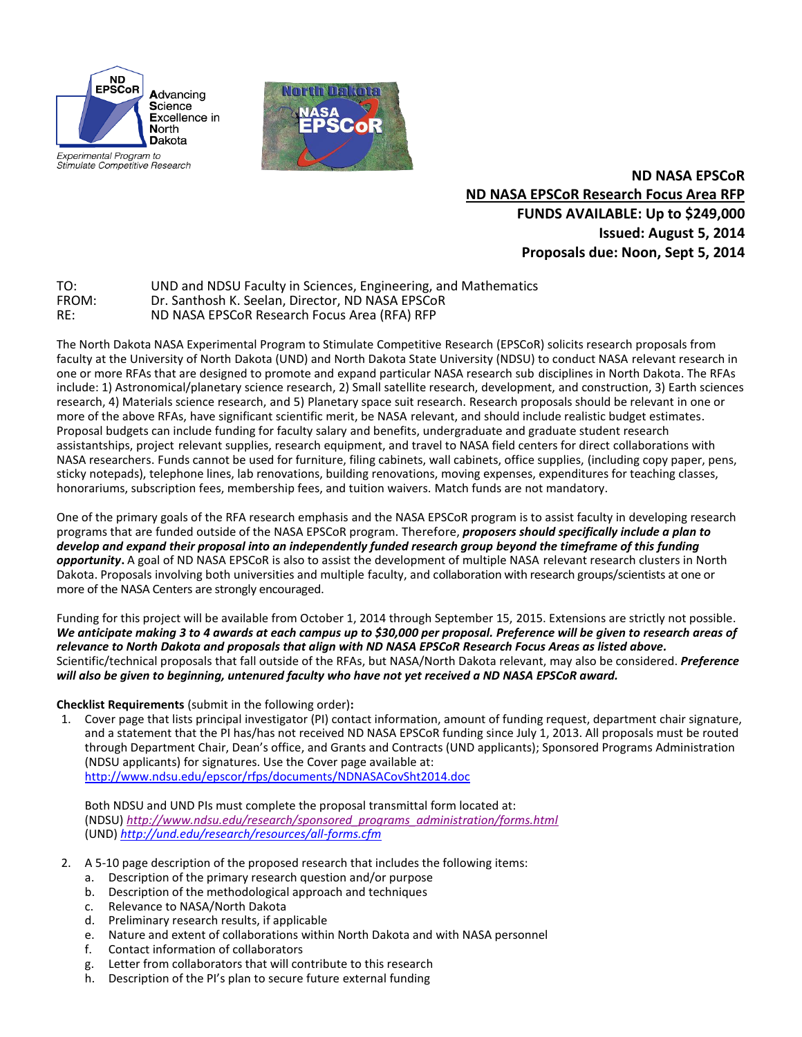ND EPSCoR Advancing Science Excellence in North Dakota

Experimental Program to Stimulate Competitive Research

**ND NASA EPSCoR**
**ND NASA EPSCoR Research Focus Area RFP**
**FUNDS AVAILABLE: Up to $249,000**
**Issued: August 5, 2014**
**Proposals due: Noon, Sept 5, 2014**

TO: UND and NDSU Faculty in Sciences, Engineering, and Mathematics
FROM: Dr. Santhosh K. Seelan, Director, ND NASA EPSCoR
RE: ND NASA EPSCoR Research Focus Area (RFA) RFP

The North Dakota NASA Experimental Program to Stimulate Competitive Research (EPSCoR) solicits research proposals from faculty at the University of North Dakota (UND) and North Dakota State University (NDSU) to conduct NASA relevant research in one or more RFAs that are designed to promote and expand particular NASA research sub disciplines in North Dakota. The RFAs include: 1) Astronomical/planetary science research, 2) Small satellite research, development, and construction, 3) Earth sciences research, 4) Materials science research, and 5) Planetary space suit research. Research proposals should be relevant in one or more of the above RFAs, have significant scientific merit, be NASA relevant, and should include realistic budget estimates. Proposal budgets can include funding for faculty salary and benefits, undergraduate and graduate student research assistantships, project relevant supplies, research equipment, and travel to NASA field centers for direct collaborations with NASA researchers. Funds cannot be used for furniture, filing cabinets, wall cabinets, office supplies, (including copy paper, pens, sticky notepads), telephone lines, lab renovations, building renovations, moving expenses, expenditures for teaching classes, honorariums, subscription fees, membership fees, and tuition waivers. Match funds are not mandatory.

One of the primary goals of the RFA research emphasis and the NASA EPSCoR program is to assist faculty in developing research programs that are funded outside of the NASA EPSCoR program. Therefore, ***proposers should specifically include a plan to develop and expand their proposal into an independently funded research group beyond the timeframe of this funding opportunity*.** A goal of ND NASA EPSCoR is also to assist the development of multiple NASA relevant research clusters in North Dakota. Proposals involving both universities and multiple faculty, and collaboration with research groups/scientists at one or more of the NASA Centers are strongly encouraged.

Funding for this project will be available from October 1, 2014 through September 15, 2015. Extensions are strictly not possible. ***We anticipate making 3 to 4 awards at each campus up to $30,000 per proposal. Preference will be given to research areas of relevance to North Dakota and proposals that align with ND NASA EPSCoR Research Focus Areas as listed above.*** Scientific/technical proposals that fall outside of the RFAs, but NASA/North Dakota relevant, may also be considered. ***Preference will also be given to beginning, untenured faculty who have not yet received a ND NASA EPSCoR award.***

**Checklist Requirements** (submit in the following order)**:**

1. Cover page that lists principal investigator (PI) contact information, amount of funding request, department chair signature, and a statement that the PI has/has not received ND NASA EPSCoR funding since July 1, 2013. All proposals must be routed through Department Chair, Dean's office, and Grants and Contracts (UND applicants); Sponsored Programs Administration (NDSU applicants) for signatures. Use the Cover page available at: http://www.ndsu.edu/epscor/rfps/documents/NDNASACovSht2014.doc

   Both NDSU and UND PIs must complete the proposal transmittal form located at:
   (NDSU) *http://www.ndsu.edu/research/sponsored_programs_administration/forms.html*
   (UND) *http://und.edu/research/resources/all-forms.cfm*

2. A 5-10 page description of the proposed research that includes the following items:
   a. Description of the primary research question and/or purpose
   b. Description of the methodological approach and techniques
   c. Relevance to NASA/North Dakota
   d. Preliminary research results, if applicable
   e. Nature and extent of collaborations within North Dakota and with NASA personnel
   f. Contact information of collaborators
   g. Letter from collaborators that will contribute to this research
   h. Description of the PI's plan to secure future external funding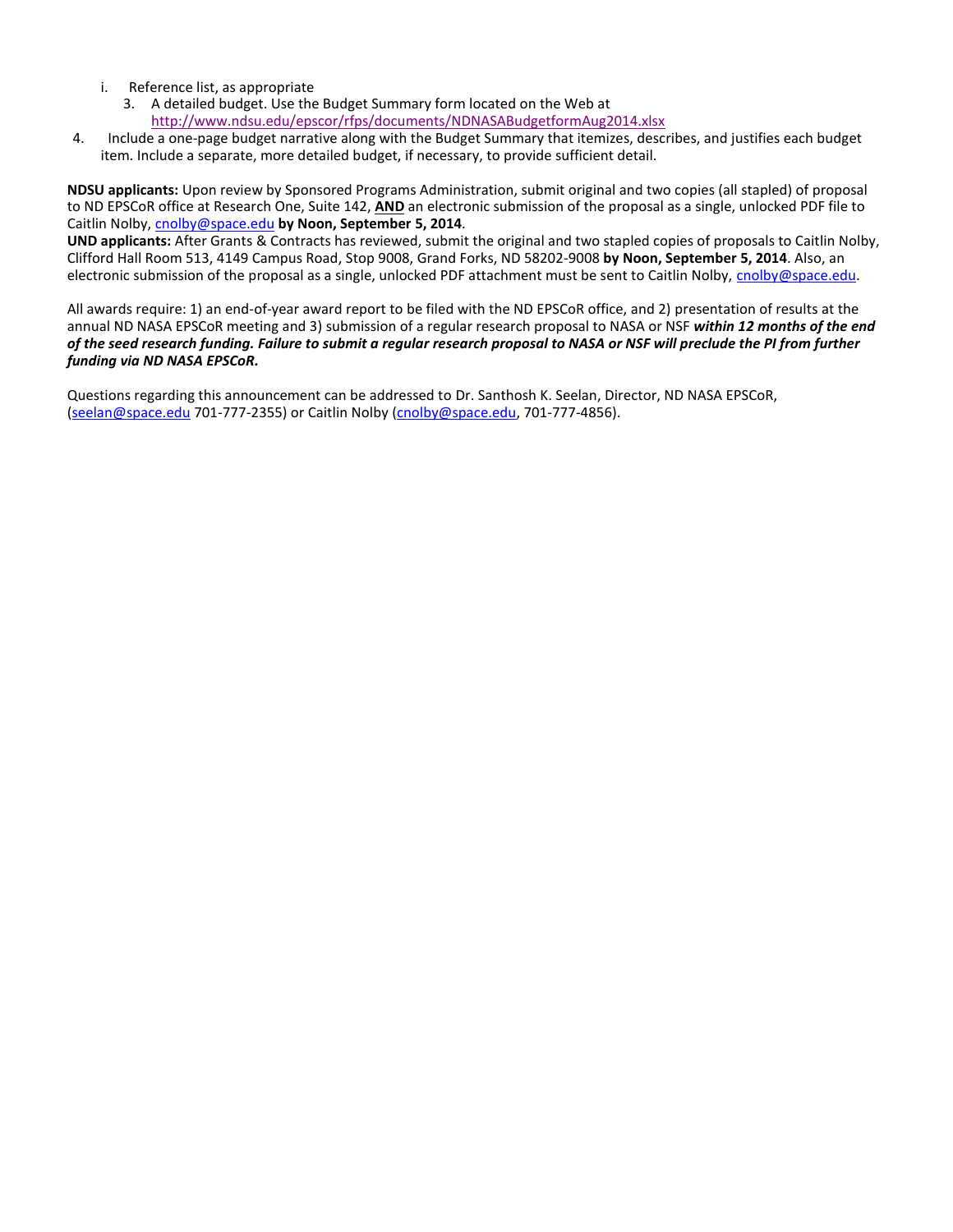i. Reference list, as appropriate

3. A detailed budget. Use the Budget Summary form located on the Web at http://www.ndsu.edu/epscor/rfps/documents/NDNASABudgetformAug2014.xlsx

4. Include a one-page budget narrative along with the Budget Summary that itemizes, describes, and justifies each budget item. Include a separate, more detailed budget, if necessary, to provide sufficient detail.

**NDSU applicants:** Upon review by Sponsored Programs Administration, submit original and two copies (all stapled) of proposal to ND EPSCoR office at Research One, Suite 142, **AND** an electronic submission of the proposal as a single, unlocked PDF file to Caitlin Nolby, cnolby@space.edu **by Noon, September 5, 2014**.
**UND applicants:** After Grants & Contracts has reviewed, submit the original and two stapled copies of proposals to Caitlin Nolby, Clifford Hall Room 513, 4149 Campus Road, Stop 9008, Grand Forks, ND 58202-9008 **by Noon, September 5, 2014**. Also, an electronic submission of the proposal as a single, unlocked PDF attachment must be sent to Caitlin Nolby, cnolby@space.edu.

All awards require: 1) an end-of-year award report to be filed with the ND EPSCoR office, and 2) presentation of results at the annual ND NASA EPSCoR meeting and 3) submission of a regular research proposal to NASA or NSF ***within 12 months of the end of the seed research funding. Failure to submit a regular research proposal to NASA or NSF will preclude the PI from further funding via ND NASA EPSCoR.***

Questions regarding this announcement can be addressed to Dr. Santhosh K. Seelan, Director, ND NASA EPSCoR, (seelan@space.edu 701-777-2355) or Caitlin Nolby (cnolby@space.edu, 701-777-4856).